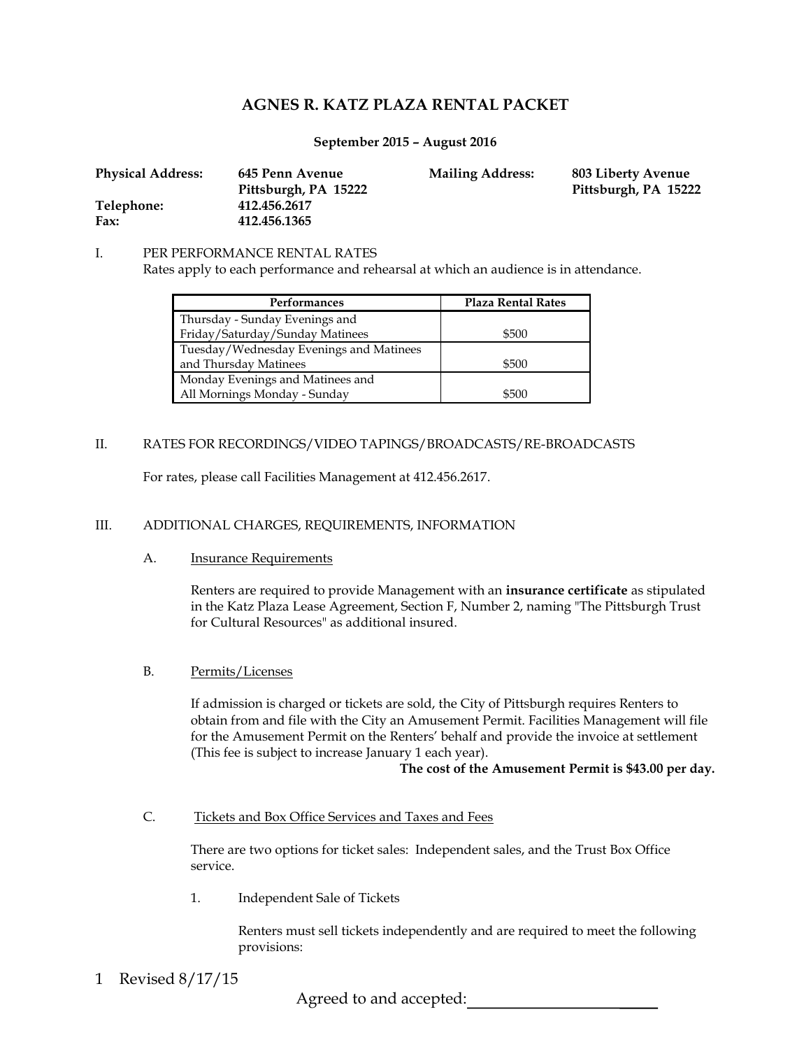# AGNES R. KATZ PLAZA RENTAL PACKET

**September 2015 – August 2016**

**Physical Address:** 645 Penn Avenue, Pittsburgh, PA 15222
**Mailing Address:** 803 Liberty Avenue, Pittsburgh, PA 15222
**Telephone:** 412.456.2617
**Fax:** 412.456.1365

I. PER PERFORMANCE RENTAL RATES

Rates apply to each performance and rehearsal at which an audience is in attendance.

| Performances | Plaza Rental Rates |
|---|---|
| Thursday - Sunday Evenings and Friday/Saturday/Sunday Matinees | $500 |
| Tuesday/Wednesday Evenings and Matinees and Thursday Matinees | $500 |
| Monday Evenings and Matinees and All Mornings Monday - Sunday | $500 |

II. RATES FOR RECORDINGS/VIDEO TAPINGS/BROADCASTS/RE-BROADCASTS

For rates, please call Facilities Management at 412.456.2617.

III. ADDITIONAL CHARGES, REQUIREMENTS, INFORMATION

A. Insurance Requirements

Renters are required to provide Management with an **insurance certificate** as stipulated in the Katz Plaza Lease Agreement, Section F, Number 2, naming "The Pittsburgh Trust for Cultural Resources" as additional insured.

B. Permits/Licenses

If admission is charged or tickets are sold, the City of Pittsburgh requires Renters to obtain from and file with the City an Amusement Permit. Facilities Management will file for the Amusement Permit on the Renters' behalf and provide the invoice at settlement (This fee is subject to increase January 1 each year).

**The cost of the Amusement Permit is $43.00 per day.**

C. Tickets and Box Office Services and Taxes and Fees

There are two options for ticket sales: Independent sales, and the Trust Box Office service.

1. Independent Sale of Tickets

Renters must sell tickets independently and are required to meet the following provisions:

Revised 8/17/15

Agreed to and accepted:____________________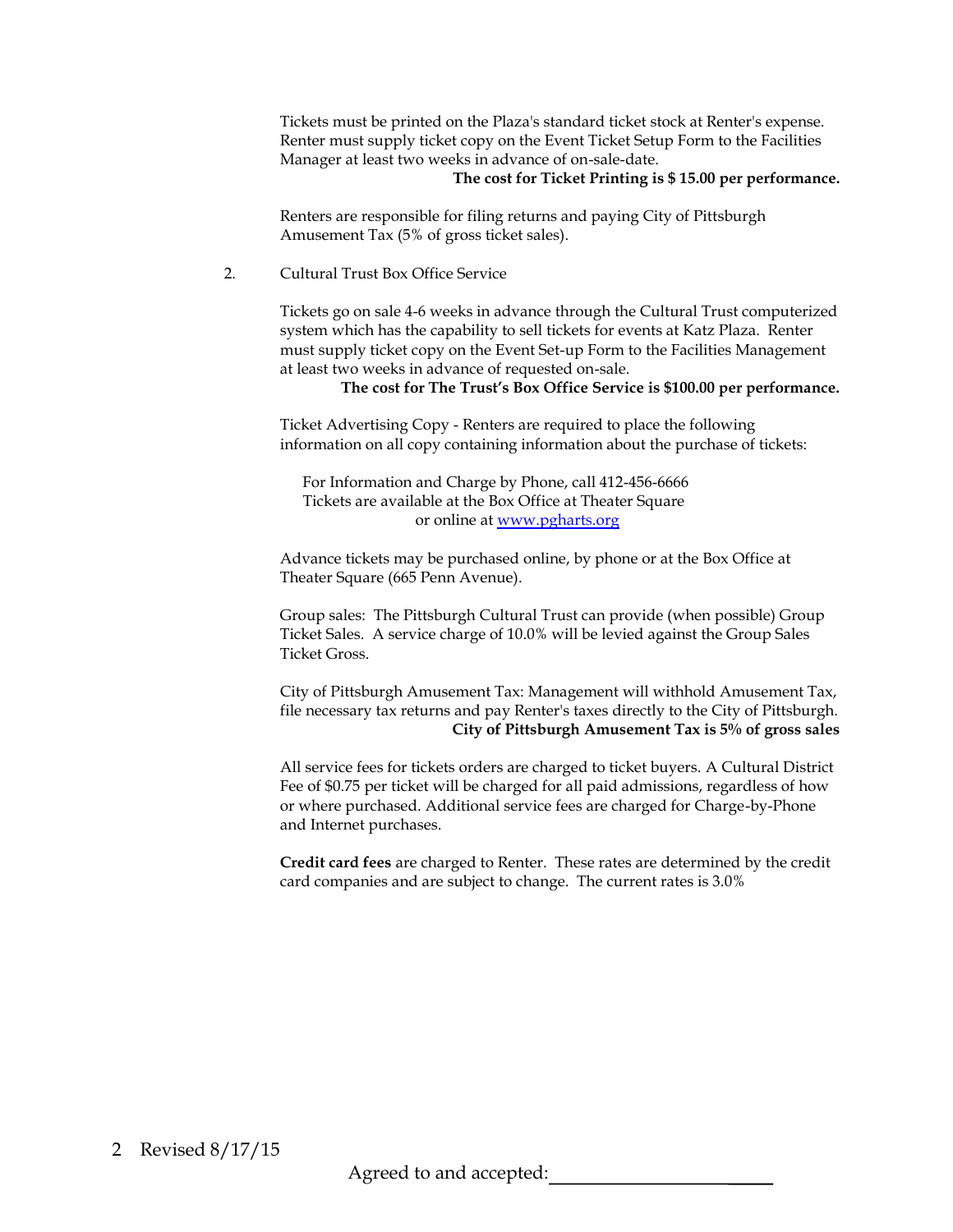Tickets must be printed on the Plaza's standard ticket stock at Renter's expense. Renter must supply ticket copy on the Event Ticket Setup Form to the Facilities Manager at least two weeks in advance of on-sale-date.

**The cost for Ticket Printing is $ 15.00 per performance.**

Renters are responsible for filing returns and paying City of Pittsburgh Amusement Tax (5% of gross ticket sales).

2. Cultural Trust Box Office Service

Tickets go on sale 4-6 weeks in advance through the Cultural Trust computerized system which has the capability to sell tickets for events at Katz Plaza. Renter must supply ticket copy on the Event Set-up Form to the Facilities Management at least two weeks in advance of requested on-sale.

**The cost for The Trust's Box Office Service is $100.00 per performance.**

Ticket Advertising Copy - Renters are required to place the following information on all copy containing information about the purchase of tickets:

For Information and Charge by Phone, call 412-456-6666
Tickets are available at the Box Office at Theater Square
or online at [www.pgharts.org](http://www.pgharts.org)

Advance tickets may be purchased online, by phone or at the Box Office at Theater Square (665 Penn Avenue).

Group sales: The Pittsburgh Cultural Trust can provide (when possible) Group Ticket Sales. A service charge of 10.0% will be levied against the Group Sales Ticket Gross.

City of Pittsburgh Amusement Tax: Management will withhold Amusement Tax, file necessary tax returns and pay Renter's taxes directly to the City of Pittsburgh.

**City of Pittsburgh Amusement Tax is 5% of gross sales**

All service fees for tickets orders are charged to ticket buyers. A Cultural District Fee of $0.75 per ticket will be charged for all paid admissions, regardless of how or where purchased. Additional service fees are charged for Charge-by-Phone and Internet purchases.

**Credit card fees** are charged to Renter. These rates are determined by the credit card companies and are subject to change. The current rates is 3.0%

Revised 8/17/15

Agreed to and accepted:________________________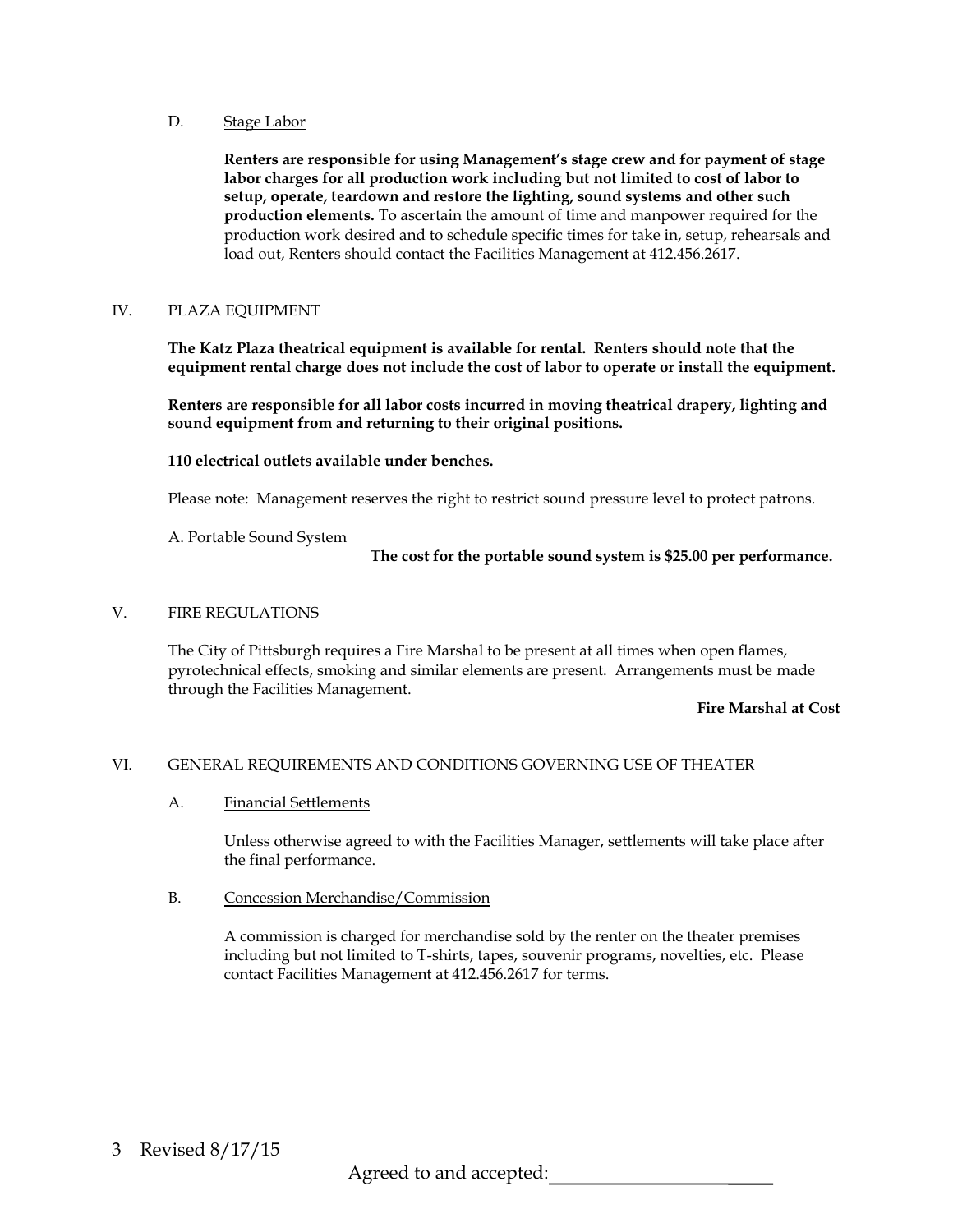D. Stage Labor

**Renters are responsible for using Management's stage crew and for payment of stage labor charges for all production work including but not limited to cost of labor to setup, operate, teardown and restore the lighting, sound systems and other such production elements.** To ascertain the amount of time and manpower required for the production work desired and to schedule specific times for take in, setup, rehearsals and load out, Renters should contact the Facilities Management at 412.456.2617.

## IV. PLAZA EQUIPMENT

**The Katz Plaza theatrical equipment is available for rental. Renters should note that the equipment rental charge does not include the cost of labor to operate or install the equipment.**

**Renters are responsible for all labor costs incurred in moving theatrical drapery, lighting and sound equipment from and returning to their original positions.**

**110 electrical outlets available under benches.**

Please note: Management reserves the right to restrict sound pressure level to protect patrons.

A. Portable Sound System

**The cost for the portable sound system is $25.00 per performance.**

## V. FIRE REGULATIONS

The City of Pittsburgh requires a Fire Marshal to be present at all times when open flames, pyrotechnical effects, smoking and similar elements are present. Arrangements must be made through the Facilities Management.

**Fire Marshal at Cost**

## VI. GENERAL REQUIREMENTS AND CONDITIONS GOVERNING USE OF THEATER

A. Financial Settlements

Unless otherwise agreed to with the Facilities Manager, settlements will take place after the final performance.

B. Concession Merchandise/Commission

A commission is charged for merchandise sold by the renter on the theater premises including but not limited to T-shirts, tapes, souvenir programs, novelties, etc. Please contact Facilities Management at 412.456.2617 for terms.

Revised 8/17/15

Agreed to and accepted:\_\_\_\_\_\_\_\_\_\_\_\_\_\_\_\_\_\_\_\_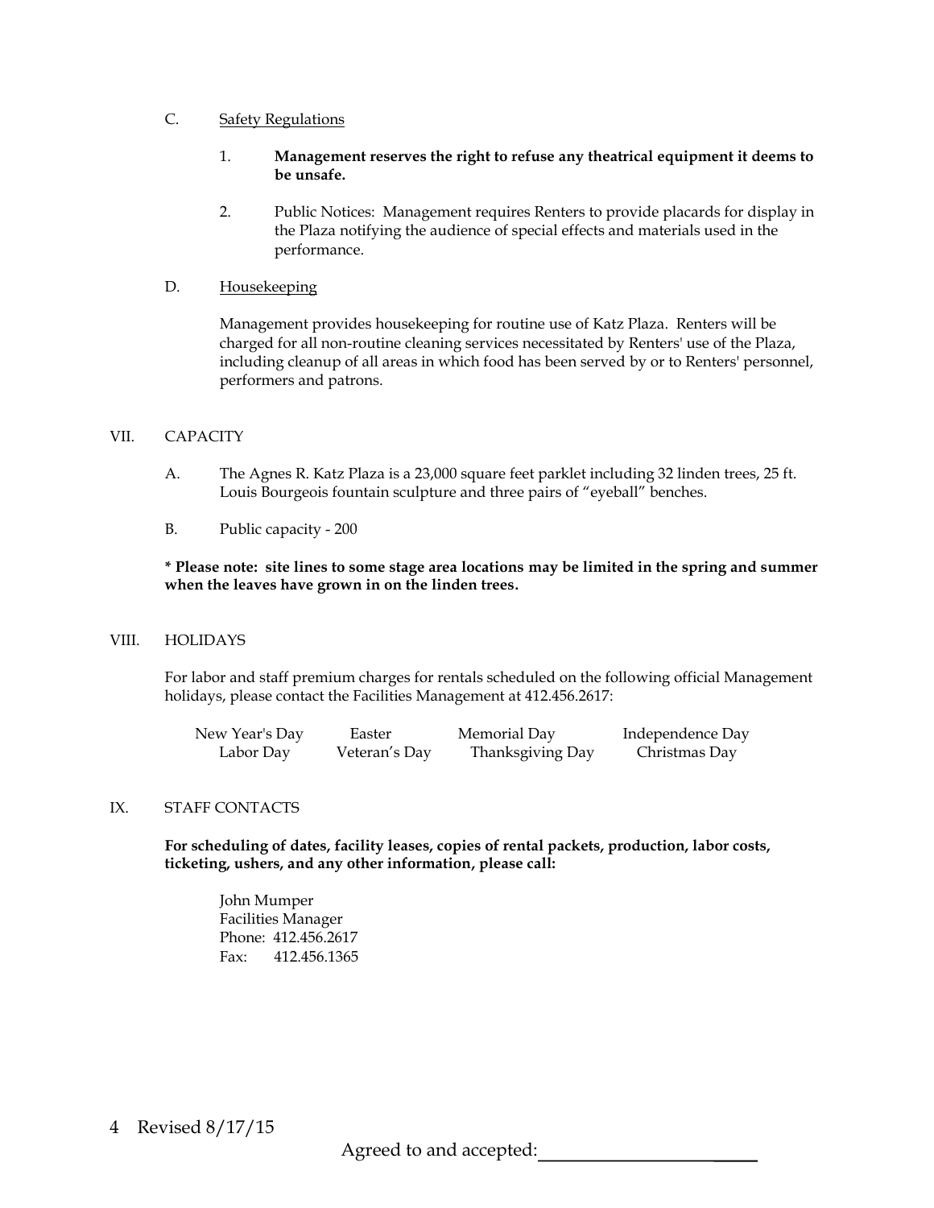C. Safety Regulations

1. **Management reserves the right to refuse any theatrical equipment it deems to be unsafe.**

2. Public Notices: Management requires Renters to provide placards for display in the Plaza notifying the audience of special effects and materials used in the performance.

D. Housekeeping

Management provides housekeeping for routine use of Katz Plaza. Renters will be charged for all non-routine cleaning services necessitated by Renters' use of the Plaza, including cleanup of all areas in which food has been served by or to Renters' personnel, performers and patrons.

## VII. CAPACITY

A. The Agnes R. Katz Plaza is a 23,000 square feet parklet including 32 linden trees, 25 ft. Louis Bourgeois fountain sculpture and three pairs of "eyeball" benches.

B. Public capacity - 200

**\* Please note: site lines to some stage area locations may be limited in the spring and summer when the leaves have grown in on the linden trees.**

## VIII. HOLIDAYS

For labor and staff premium charges for rentals scheduled on the following official Management holidays, please contact the Facilities Management at 412.456.2617:

| | | | |
|---|---|---|---|
| New Year's Day | Easter | Memorial Day | Independence Day |
| Labor Day | Veteran's Day | Thanksgiving Day | Christmas Day |

## IX. STAFF CONTACTS

**For scheduling of dates, facility leases, copies of rental packets, production, labor costs, ticketing, ushers, and any other information, please call:**

John Mumper
Facilities Manager
Phone: 412.456.2617
Fax: 412.456.1365

Revised 8/17/15

Agreed to and accepted:\_\_\_\_\_\_\_\_\_\_\_\_\_\_\_\_\_\_\_\_\_\_\_\_